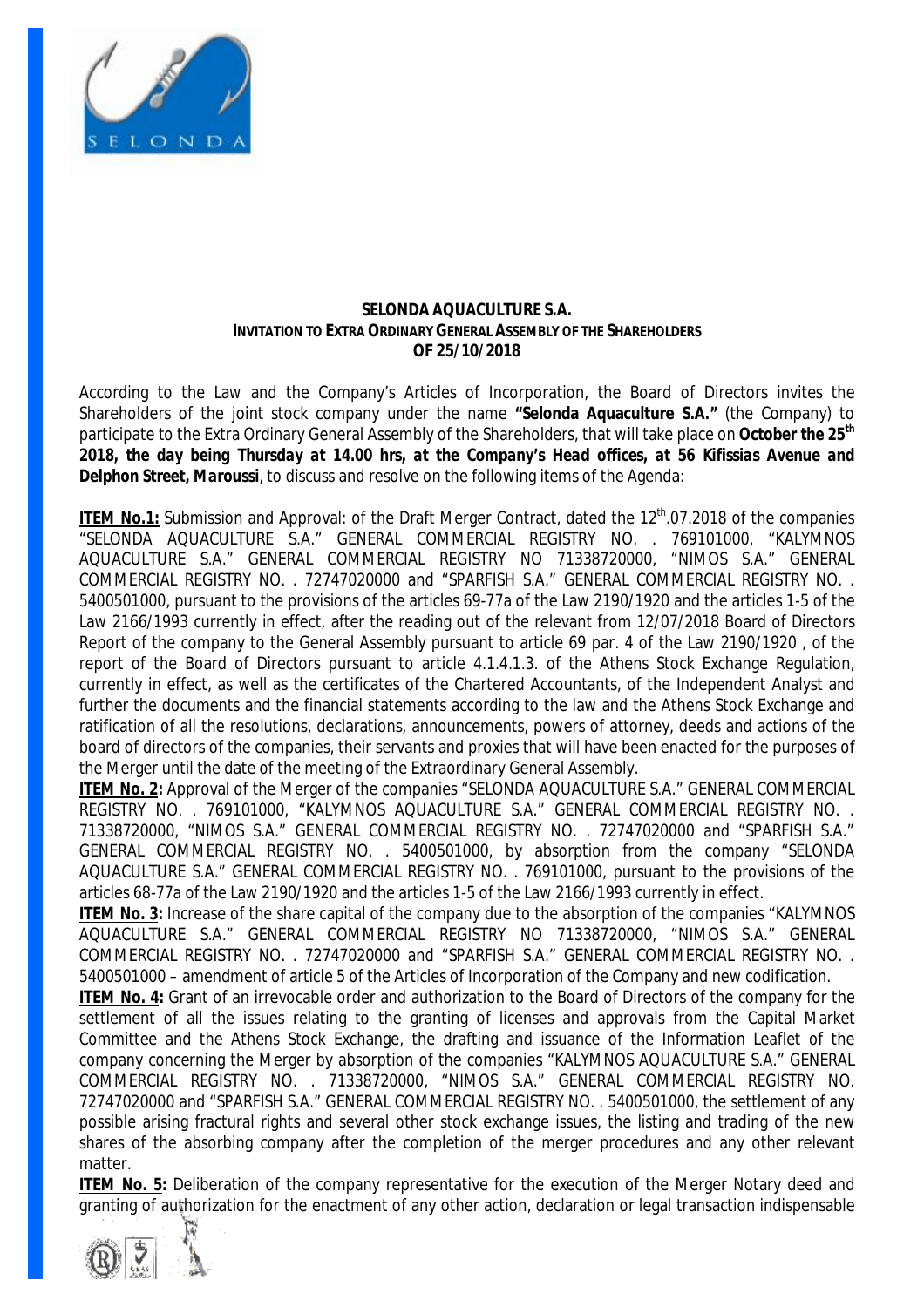**SELONDA AQUACULTURE S.A.**
**INVITATION TO EXTRA ORDINARY GENERAL ASSEMBLY OF THE SHAREHOLDERS**
**OF 25/10/2018**

According to the Law and the Company's Articles of Incorporation, the Board of Directors invites the Shareholders of the joint stock company under the name **"Selonda Aquaculture S.A."** (the Company) to participate to the Extra Ordinary General Assembly of the Shareholders, that will take place on **October the 25th 2018, the day being Thursday at 14.00 hrs, at the Company's Head offices, at 56 Kifissias Avenue and Delphon Street, Maroussi**, to discuss and resolve on the following items of the Agenda:

**ITEM No.1:** Submission and Approval: of the Draft Merger Contract, dated the 12th.07.2018 of the companies "SELONDA AQUACULTURE S.A." GENERAL COMMERCIAL REGISTRY NO. . 769101000, "KALYMNOS AQUACULTURE S.A." GENERAL COMMERCIAL REGISTRY NO 71338720000, "NIMOS S.A." GENERAL COMMERCIAL REGISTRY NO. . 72747020000 and "SPARFISH S.A." GENERAL COMMERCIAL REGISTRY NO. . 5400501000, pursuant to the provisions of the articles 69-77a of the Law 2190/1920 and the articles 1-5 of the Law 2166/1993 currently in effect, after the reading out of the relevant from 12/07/2018 Board of Directors Report of the company to the General Assembly pursuant to article 69 par. 4 of the Law 2190/1920 , of the report of the Board of Directors pursuant to article 4.1.4.1.3. of the Athens Stock Exchange Regulation, currently in effect, as well as the certificates of the Chartered Accountants, of the Independent Analyst and further the documents and the financial statements according to the law and the Athens Stock Exchange and ratification of all the resolutions, declarations, announcements, powers of attorney, deeds and actions of the board of directors of the companies, their servants and proxies that will have been enacted for the purposes of the Merger until the date of the meeting of the Extraordinary General Assembly.

**ITEM No. 2:** Approval of the Merger of the companies "SELONDA AQUACULTURE S.A." GENERAL COMMERCIAL REGISTRY NO. . 769101000, "KALYMNOS AQUACULTURE S.A." GENERAL COMMERCIAL REGISTRY NO. . 71338720000, "NIMOS S.A." GENERAL COMMERCIAL REGISTRY NO. . 72747020000 and "SPARFISH S.A." GENERAL COMMERCIAL REGISTRY NO. . 5400501000, by absorption from the company "SELONDA AQUACULTURE S.A." GENERAL COMMERCIAL REGISTRY NO. . 769101000, pursuant to the provisions of the articles 68-77a of the Law 2190/1920 and the articles 1-5 of the Law 2166/1993 currently in effect.

**ITEM No. 3:** Increase of the share capital of the company due to the absorption of the companies "KALYMNOS AQUACULTURE S.A." GENERAL COMMERCIAL REGISTRY NO 71338720000, "NIMOS S.A." GENERAL COMMERCIAL REGISTRY NO. . 72747020000 and "SPARFISH S.A." GENERAL COMMERCIAL REGISTRY NO. . 5400501000 – amendment of article 5 of the Articles of Incorporation of the Company and new codification.

**ITEM No. 4:** Grant of an irrevocable order and authorization to the Board of Directors of the company for the settlement of all the issues relating to the granting of licenses and approvals from the Capital Market Committee and the Athens Stock Exchange, the drafting and issuance of the Information Leaflet of the company concerning the Merger by absorption of the companies "KALYMNOS AQUACULTURE S.A." GENERAL COMMERCIAL REGISTRY NO. . 71338720000, "NIMOS S.A." GENERAL COMMERCIAL REGISTRY NO. 72747020000 and "SPARFISH S.A." GENERAL COMMERCIAL REGISTRY NO. . 5400501000, the settlement of any possible arising fractural rights and several other stock exchange issues, the listing and trading of the new shares of the absorbing company after the completion of the merger procedures and any other relevant matter.

**ITEM No. 5:** Deliberation of the company representative for the execution of the Merger Notary deed and granting of authorization for the enactment of any other action, declaration or legal transaction indispensable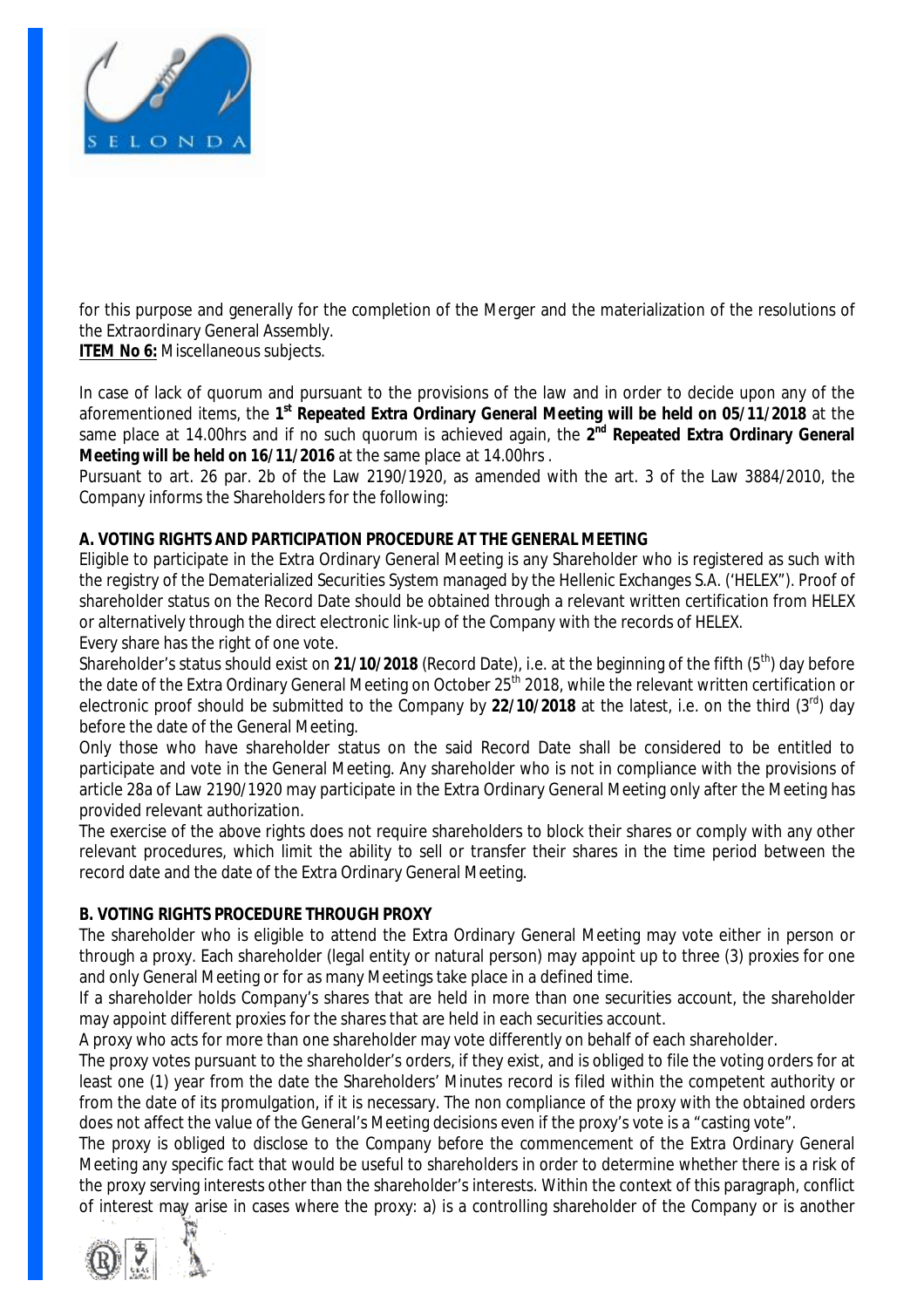for this purpose and generally for the completion of the Merger and the materialization of the resolutions of the Extraordinary General Assembly.

**ITEM No 6:** Miscellaneous subjects.

In case of lack of quorum and pursuant to the provisions of the law and in order to decide upon any of the aforementioned items, the **1st Repeated Extra Ordinary General Meeting will be held on 05/11/2018** at the same place at 14.00hrs and if no such quorum is achieved again, the **2nd Repeated Extra Ordinary General Meeting will be held on 16/11/2016** at the same place at 14.00hrs .

Pursuant to art. 26 par. 2b of the Law 2190/1920, as amended with the art. 3 of the Law 3884/2010, the Company informs the Shareholders for the following:

**A. VOTING RIGHTS AND PARTICIPATION PROCEDURE AT THE GENERAL MEETING**

Eligible to participate in the Extra Ordinary General Meeting is any Shareholder who is registered as such with the registry of the Dematerialized Securities System managed by the Hellenic Exchanges S.A. ('HELEX"). Proof of shareholder status on the Record Date should be obtained through a relevant written certification from HELEX or alternatively through the direct electronic link-up of the Company with the records of HELEX.

Every share has the right of one vote.

Shareholder's status should exist on **21/10/2018** (Record Date), i.e. at the beginning of the fifth (5th) day before the date of the Extra Ordinary General Meeting on October 25th 2018, while the relevant written certification or electronic proof should be submitted to the Company by **22/10/2018** at the latest, i.e. on the third (3rd) day before the date of the General Meeting.

Only those who have shareholder status on the said Record Date shall be considered to be entitled to participate and vote in the General Meeting. Any shareholder who is not in compliance with the provisions of article 28a of Law 2190/1920 may participate in the Extra Ordinary General Meeting only after the Meeting has provided relevant authorization.

The exercise of the above rights does not require shareholders to block their shares or comply with any other relevant procedures, which limit the ability to sell or transfer their shares in the time period between the record date and the date of the Extra Ordinary General Meeting.

**B. VOTING RIGHTS PROCEDURE THROUGH PROXY**

The shareholder who is eligible to attend the Extra Ordinary General Meeting may vote either in person or through a proxy. Each shareholder (legal entity or natural person) may appoint up to three (3) proxies for one and only General Meeting or for as many Meetings take place in a defined time.

If a shareholder holds Company's shares that are held in more than one securities account, the shareholder may appoint different proxies for the shares that are held in each securities account.

A proxy who acts for more than one shareholder may vote differently on behalf of each shareholder.

The proxy votes pursuant to the shareholder's orders, if they exist, and is obliged to file the voting orders for at least one (1) year from the date the Shareholders' Minutes record is filed within the competent authority or from the date of its promulgation, if it is necessary. The non compliance of the proxy with the obtained orders does not affect the value of the General's Meeting decisions even if the proxy's vote is a "casting vote".

The proxy is obliged to disclose to the Company before the commencement of the Extra Ordinary General Meeting any specific fact that would be useful to shareholders in order to determine whether there is a risk of the proxy serving interests other than the shareholder's interests. Within the context of this paragraph, conflict of interest may arise in cases where the proxy: a) is a controlling shareholder of the Company or is another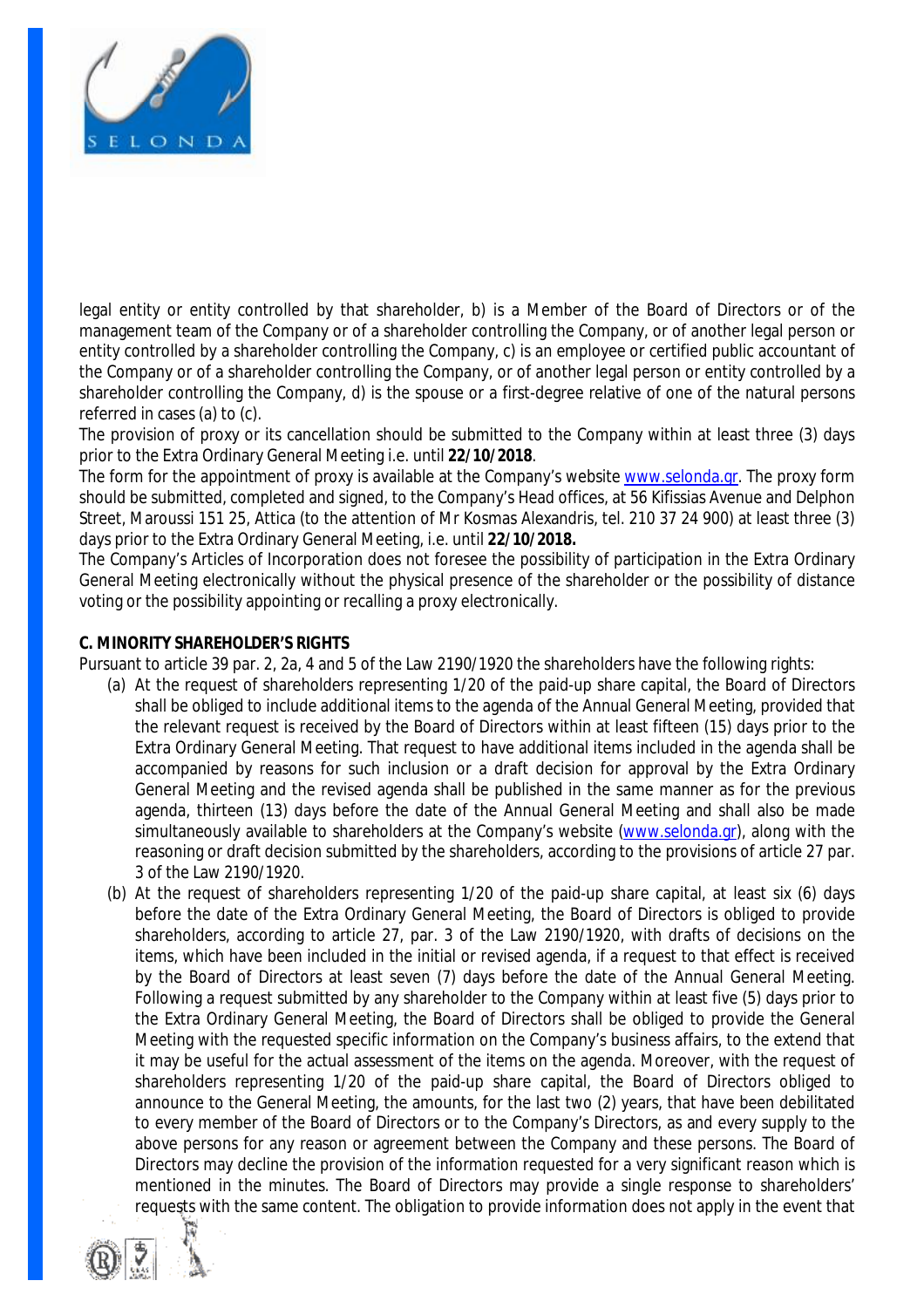legal entity or entity controlled by that shareholder, b) is a Member of the Board of Directors or of the management team of the Company or of a shareholder controlling the Company, or of another legal person or entity controlled by a shareholder controlling the Company, c) is an employee or certified public accountant of the Company or of a shareholder controlling the Company, or of another legal person or entity controlled by a shareholder controlling the Company, d) is the spouse or a first-degree relative of one of the natural persons referred in cases (a) to (c).

The provision of proxy or its cancellation should be submitted to the Company within at least three (3) days prior to the Extra Ordinary General Meeting i.e. until **22/10/2018**.

The form for the appointment of proxy is available at the Company's website www.selonda.gr. The proxy form should be submitted, completed and signed, to the Company's Head offices, at 56 Kifissias Avenue and Delphon Street, Maroussi 151 25, Attica (to the attention of Mr Kosmas Alexandris, tel. 210 37 24 900) at least three (3) days prior to the Extra Ordinary General Meeting, i.e. until **22/10/2018.**

The Company's Articles of Incorporation does not foresee the possibility of participation in the Extra Ordinary General Meeting electronically without the physical presence of the shareholder or the possibility of distance voting or the possibility appointing or recalling a proxy electronically.

**C. MINORITY SHAREHOLDER'S RIGHTS**

Pursuant to article 39 par. 2, 2a, 4 and 5 of the Law 2190/1920 the shareholders have the following rights:

(a) At the request of shareholders representing 1/20 of the paid-up share capital, the Board of Directors shall be obliged to include additional items to the agenda of the Annual General Meeting, provided that the relevant request is received by the Board of Directors within at least fifteen (15) days prior to the Extra Ordinary General Meeting. That request to have additional items included in the agenda shall be accompanied by reasons for such inclusion or a draft decision for approval by the Extra Ordinary General Meeting and the revised agenda shall be published in the same manner as for the previous agenda, thirteen (13) days before the date of the Annual General Meeting and shall also be made simultaneously available to shareholders at the Company's website (www.selonda.gr), along with the reasoning or draft decision submitted by the shareholders, according to the provisions of article 27 par. 3 of the Law 2190/1920.

(b) At the request of shareholders representing 1/20 of the paid-up share capital, at least six (6) days before the date of the Extra Ordinary General Meeting, the Board of Directors is obliged to provide shareholders, according to article 27, par. 3 of the Law 2190/1920, with drafts of decisions on the items, which have been included in the initial or revised agenda, if a request to that effect is received by the Board of Directors at least seven (7) days before the date of the Annual General Meeting. Following a request submitted by any shareholder to the Company within at least five (5) days prior to the Extra Ordinary General Meeting, the Board of Directors shall be obliged to provide the General Meeting with the requested specific information on the Company's business affairs, to the extend that it may be useful for the actual assessment of the items on the agenda. Moreover, with the request of shareholders representing 1/20 of the paid-up share capital, the Board of Directors obliged to announce to the General Meeting, the amounts, for the last two (2) years, that have been debilitated to every member of the Board of Directors or to the Company's Directors, as and every supply to the above persons for any reason or agreement between the Company and these persons. The Board of Directors may decline the provision of the information requested for a very significant reason which is mentioned in the minutes. The Board of Directors may provide a single response to shareholders' requests with the same content. The obligation to provide information does not apply in the event that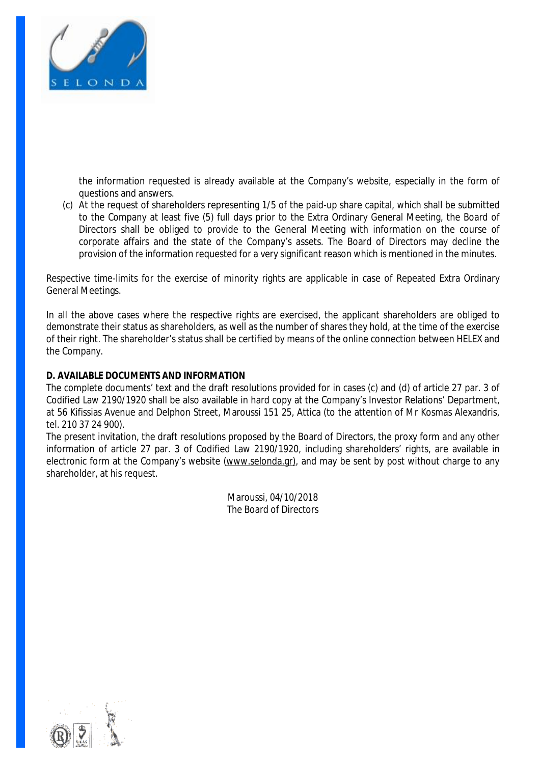the information requested is already available at the Company's website, especially in the form of questions and answers.

(c) At the request of shareholders representing 1/5 of the paid-up share capital, which shall be submitted to the Company at least five (5) full days prior to the Extra Ordinary General Meeting, the Board of Directors shall be obliged to provide to the General Meeting with information on the course of corporate affairs and the state of the Company's assets. The Board of Directors may decline the provision of the information requested for a very significant reason which is mentioned in the minutes.

Respective time-limits for the exercise of minority rights are applicable in case of Repeated Extra Ordinary General Meetings.

In all the above cases where the respective rights are exercised, the applicant shareholders are obliged to demonstrate their status as shareholders, as well as the number of shares they hold, at the time of the exercise of their right. The shareholder's status shall be certified by means of the online connection between HELEX and the Company.

**D. AVAILABLE DOCUMENTS AND INFORMATION**

The complete documents' text and the draft resolutions provided for in cases (c) and (d) of article 27 par. 3 of Codified Law 2190/1920 shall be also available in hard copy at the Company's Investor Relations' Department, at 56 Kifissias Avenue and Delphon Street, Maroussi 151 25, Attica (to the attention of Mr Kosmas Alexandris, tel. 210 37 24 900).

The present invitation, the draft resolutions proposed by the Board of Directors, the proxy form and any other information of article 27 par. 3 of Codified Law 2190/1920, including shareholders' rights, are available in electronic form at the Company's website (www.selonda.gr), and may be sent by post without charge to any shareholder, at his request.

Maroussi, 04/10/2018

The Board of Directors